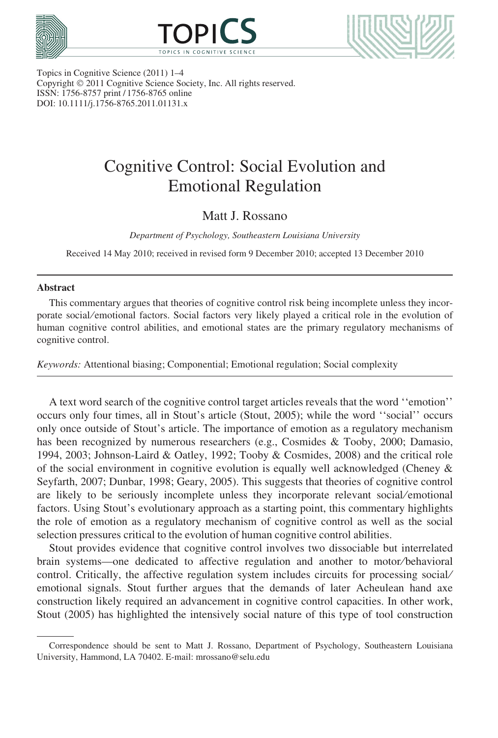Topics in Cognitive Science (2011) 1–4
Copyright © 2011 Cognitive Science Society, Inc. All rights reserved.
ISSN: 1756-8757 print / 1756-8765 online
DOI: 10.1111/j.1756-8765.2011.01131.x

# Cognitive Control: Social Evolution and Emotional Regulation

Matt J. Rossano

*Department of Psychology, Southeastern Louisiana University*

Received 14 May 2010; received in revised form 9 December 2010; accepted 13 December 2010

### Abstract

This commentary argues that theories of cognitive control risk being incomplete unless they incorporate social/emotional factors. Social factors very likely played a critical role in the evolution of human cognitive control abilities, and emotional states are the primary regulatory mechanisms of cognitive control.

*Keywords:* Attentional biasing; Componential; Emotional regulation; Social complexity

A text word search of the cognitive control target articles reveals that the word ''emotion'' occurs only four times, all in Stout's article (Stout, 2005); while the word ''social'' occurs only once outside of Stout's article. The importance of emotion as a regulatory mechanism has been recognized by numerous researchers (e.g., Cosmides & Tooby, 2000; Damasio, 1994, 2003; Johnson-Laird & Oatley, 1992; Tooby & Cosmides, 2008) and the critical role of the social environment in cognitive evolution is equally well acknowledged (Cheney & Seyfarth, 2007; Dunbar, 1998; Geary, 2005). This suggests that theories of cognitive control are likely to be seriously incomplete unless they incorporate relevant social/emotional factors. Using Stout's evolutionary approach as a starting point, this commentary highlights the role of emotion as a regulatory mechanism of cognitive control as well as the social selection pressures critical to the evolution of human cognitive control abilities.

Stout provides evidence that cognitive control involves two dissociable but interrelated brain systems—one dedicated to affective regulation and another to motor/behavioral control. Critically, the affective regulation system includes circuits for processing social/emotional signals. Stout further argues that the demands of later Acheulean hand axe construction likely required an advancement in cognitive control capacities. In other work, Stout (2005) has highlighted the intensively social nature of this type of tool construction

Correspondence should be sent to Matt J. Rossano, Department of Psychology, Southeastern Louisiana University, Hammond, LA 70402. E-mail: mrossano@selu.edu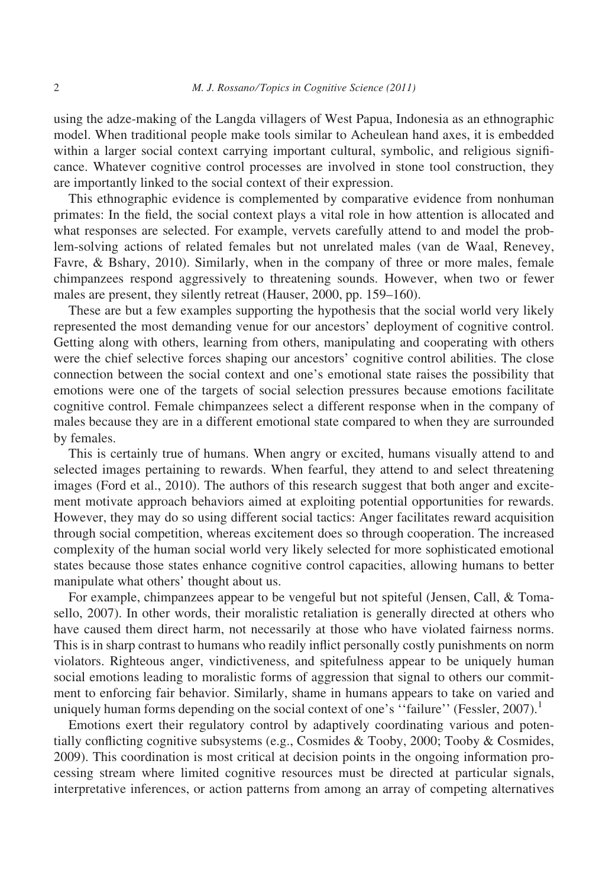using the adze-making of the Langda villagers of West Papua, Indonesia as an ethnographic model. When traditional people make tools similar to Acheulean hand axes, it is embedded within a larger social context carrying important cultural, symbolic, and religious significance. Whatever cognitive control processes are involved in stone tool construction, they are importantly linked to the social context of their expression.

This ethnographic evidence is complemented by comparative evidence from nonhuman primates: In the field, the social context plays a vital role in how attention is allocated and what responses are selected. For example, vervets carefully attend to and model the problem-solving actions of related females but not unrelated males (van de Waal, Renevey, Favre, & Bshary, 2010). Similarly, when in the company of three or more males, female chimpanzees respond aggressively to threatening sounds. However, when two or fewer males are present, they silently retreat (Hauser, 2000, pp. 159–160).

These are but a few examples supporting the hypothesis that the social world very likely represented the most demanding venue for our ancestors' deployment of cognitive control. Getting along with others, learning from others, manipulating and cooperating with others were the chief selective forces shaping our ancestors' cognitive control abilities. The close connection between the social context and one's emotional state raises the possibility that emotions were one of the targets of social selection pressures because emotions facilitate cognitive control. Female chimpanzees select a different response when in the company of males because they are in a different emotional state compared to when they are surrounded by females.

This is certainly true of humans. When angry or excited, humans visually attend to and selected images pertaining to rewards. When fearful, they attend to and select threatening images (Ford et al., 2010). The authors of this research suggest that both anger and excitement motivate approach behaviors aimed at exploiting potential opportunities for rewards. However, they may do so using different social tactics: Anger facilitates reward acquisition through social competition, whereas excitement does so through cooperation. The increased complexity of the human social world very likely selected for more sophisticated emotional states because those states enhance cognitive control capacities, allowing humans to better manipulate what others' thought about us.

For example, chimpanzees appear to be vengeful but not spiteful (Jensen, Call, & Tomasello, 2007). In other words, their moralistic retaliation is generally directed at others who have caused them direct harm, not necessarily at those who have violated fairness norms. This is in sharp contrast to humans who readily inflict personally costly punishments on norm violators. Righteous anger, vindictiveness, and spitefulness appear to be uniquely human social emotions leading to moralistic forms of aggression that signal to others our commitment to enforcing fair behavior. Similarly, shame in humans appears to take on varied and uniquely human forms depending on the social context of one's ''failure'' (Fessler, 2007).[1]

Emotions exert their regulatory control by adaptively coordinating various and potentially conflicting cognitive subsystems (e.g., Cosmides & Tooby, 2000; Tooby & Cosmides, 2009). This coordination is most critical at decision points in the ongoing information processing stream where limited cognitive resources must be directed at particular signals, interpretative inferences, or action patterns from among an array of competing alternatives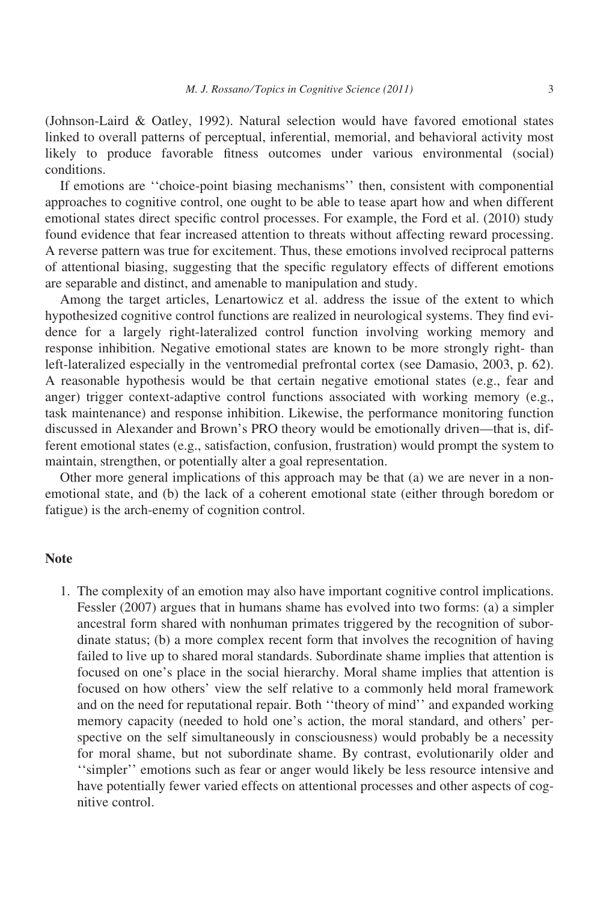(Johnson-Laird & Oatley, 1992). Natural selection would have favored emotional states linked to overall patterns of perceptual, inferential, memorial, and behavioral activity most likely to produce favorable fitness outcomes under various environmental (social) conditions.

If emotions are ''choice-point biasing mechanisms'' then, consistent with componential approaches to cognitive control, one ought to be able to tease apart how and when different emotional states direct specific control processes. For example, the Ford et al. (2010) study found evidence that fear increased attention to threats without affecting reward processing. A reverse pattern was true for excitement. Thus, these emotions involved reciprocal patterns of attentional biasing, suggesting that the specific regulatory effects of different emotions are separable and distinct, and amenable to manipulation and study.

Among the target articles, Lenartowicz et al. address the issue of the extent to which hypothesized cognitive control functions are realized in neurological systems. They find evidence for a largely right-lateralized control function involving working memory and response inhibition. Negative emotional states are known to be more strongly right- than left-lateralized especially in the ventromedial prefrontal cortex (see Damasio, 2003, p. 62). A reasonable hypothesis would be that certain negative emotional states (e.g., fear and anger) trigger context-adaptive control functions associated with working memory (e.g., task maintenance) and response inhibition. Likewise, the performance monitoring function discussed in Alexander and Brown's PRO theory would be emotionally driven—that is, different emotional states (e.g., satisfaction, confusion, frustration) would prompt the system to maintain, strengthen, or potentially alter a goal representation.

Other more general implications of this approach may be that (a) we are never in a non-emotional state, and (b) the lack of a coherent emotional state (either through boredom or fatigue) is the arch-enemy of cognition control.

## Note

1. The complexity of an emotion may also have important cognitive control implications. Fessler (2007) argues that in humans shame has evolved into two forms: (a) a simpler ancestral form shared with nonhuman primates triggered by the recognition of subordinate status; (b) a more complex recent form that involves the recognition of having failed to live up to shared moral standards. Subordinate shame implies that attention is focused on one's place in the social hierarchy. Moral shame implies that attention is focused on how others' view the self relative to a commonly held moral framework and on the need for reputational repair. Both ''theory of mind'' and expanded working memory capacity (needed to hold one's action, the moral standard, and others' perspective on the self simultaneously in consciousness) would probably be a necessity for moral shame, but not subordinate shame. By contrast, evolutionarily older and ''simpler'' emotions such as fear or anger would likely be less resource intensive and have potentially fewer varied effects on attentional processes and other aspects of cognitive control.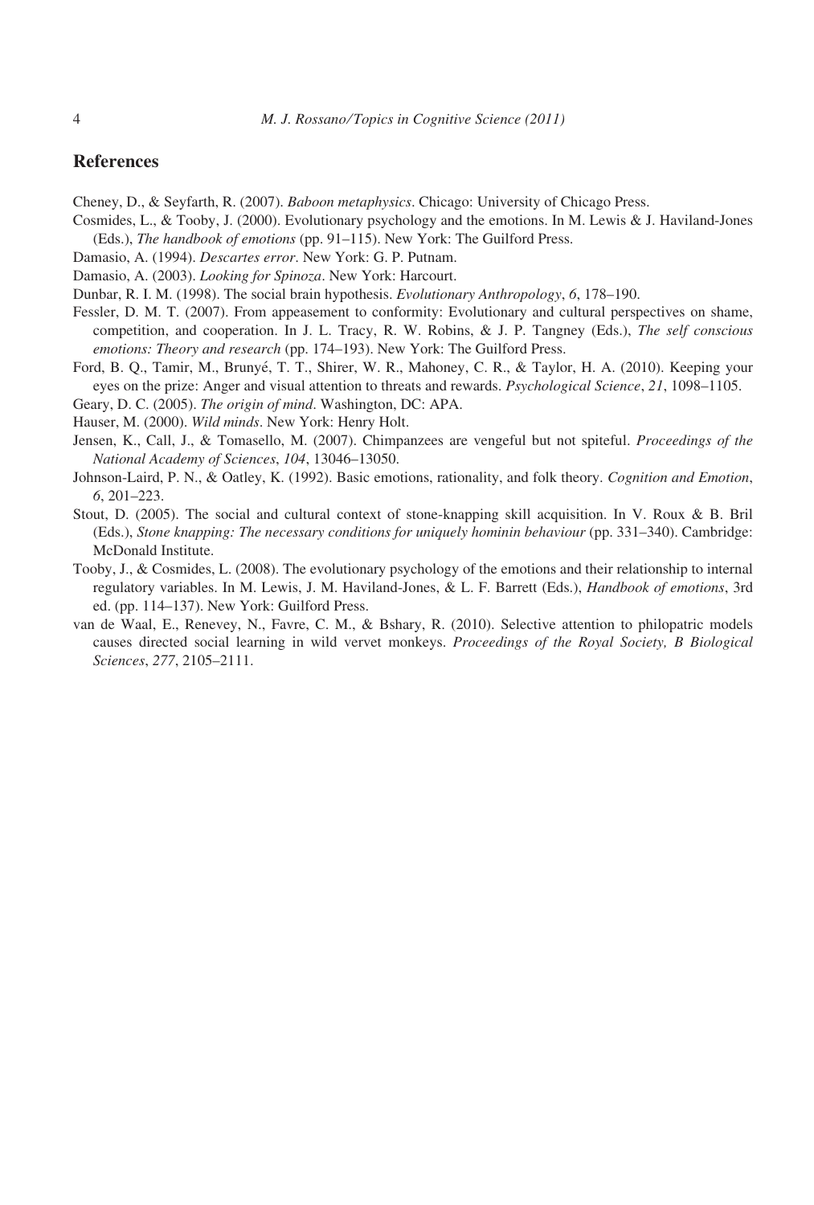## References

Cheney, D., & Seyfarth, R. (2007). *Baboon metaphysics*. Chicago: University of Chicago Press.

Cosmides, L., & Tooby, J. (2000). Evolutionary psychology and the emotions. In M. Lewis & J. Haviland-Jones (Eds.), *The handbook of emotions* (pp. 91–115). New York: The Guilford Press.

Damasio, A. (1994). *Descartes error*. New York: G. P. Putnam.

Damasio, A. (2003). *Looking for Spinoza*. New York: Harcourt.

Dunbar, R. I. M. (1998). The social brain hypothesis. *Evolutionary Anthropology*, *6*, 178–190.

Fessler, D. M. T. (2007). From appeasement to conformity: Evolutionary and cultural perspectives on shame, competition, and cooperation. In J. L. Tracy, R. W. Robins, & J. P. Tangney (Eds.), *The self conscious emotions: Theory and research* (pp. 174–193). New York: The Guilford Press.

Ford, B. Q., Tamir, M., Brunyé, T. T., Shirer, W. R., Mahoney, C. R., & Taylor, H. A. (2010). Keeping your eyes on the prize: Anger and visual attention to threats and rewards. *Psychological Science*, *21*, 1098–1105.

Geary, D. C. (2005). *The origin of mind*. Washington, DC: APA.

Hauser, M. (2000). *Wild minds*. New York: Henry Holt.

Jensen, K., Call, J., & Tomasello, M. (2007). Chimpanzees are vengeful but not spiteful. *Proceedings of the National Academy of Sciences*, *104*, 13046–13050.

Johnson-Laird, P. N., & Oatley, K. (1992). Basic emotions, rationality, and folk theory. *Cognition and Emotion*, *6*, 201–223.

Stout, D. (2005). The social and cultural context of stone-knapping skill acquisition. In V. Roux & B. Bril (Eds.), *Stone knapping: The necessary conditions for uniquely hominin behaviour* (pp. 331–340). Cambridge: McDonald Institute.

Tooby, J., & Cosmides, L. (2008). The evolutionary psychology of the emotions and their relationship to internal regulatory variables. In M. Lewis, J. M. Haviland-Jones, & L. F. Barrett (Eds.), *Handbook of emotions*, 3rd ed. (pp. 114–137). New York: Guilford Press.

van de Waal, E., Renevey, N., Favre, C. M., & Bshary, R. (2010). Selective attention to philopatric models causes directed social learning in wild vervet monkeys. *Proceedings of the Royal Society, B Biological Sciences*, *277*, 2105–2111.